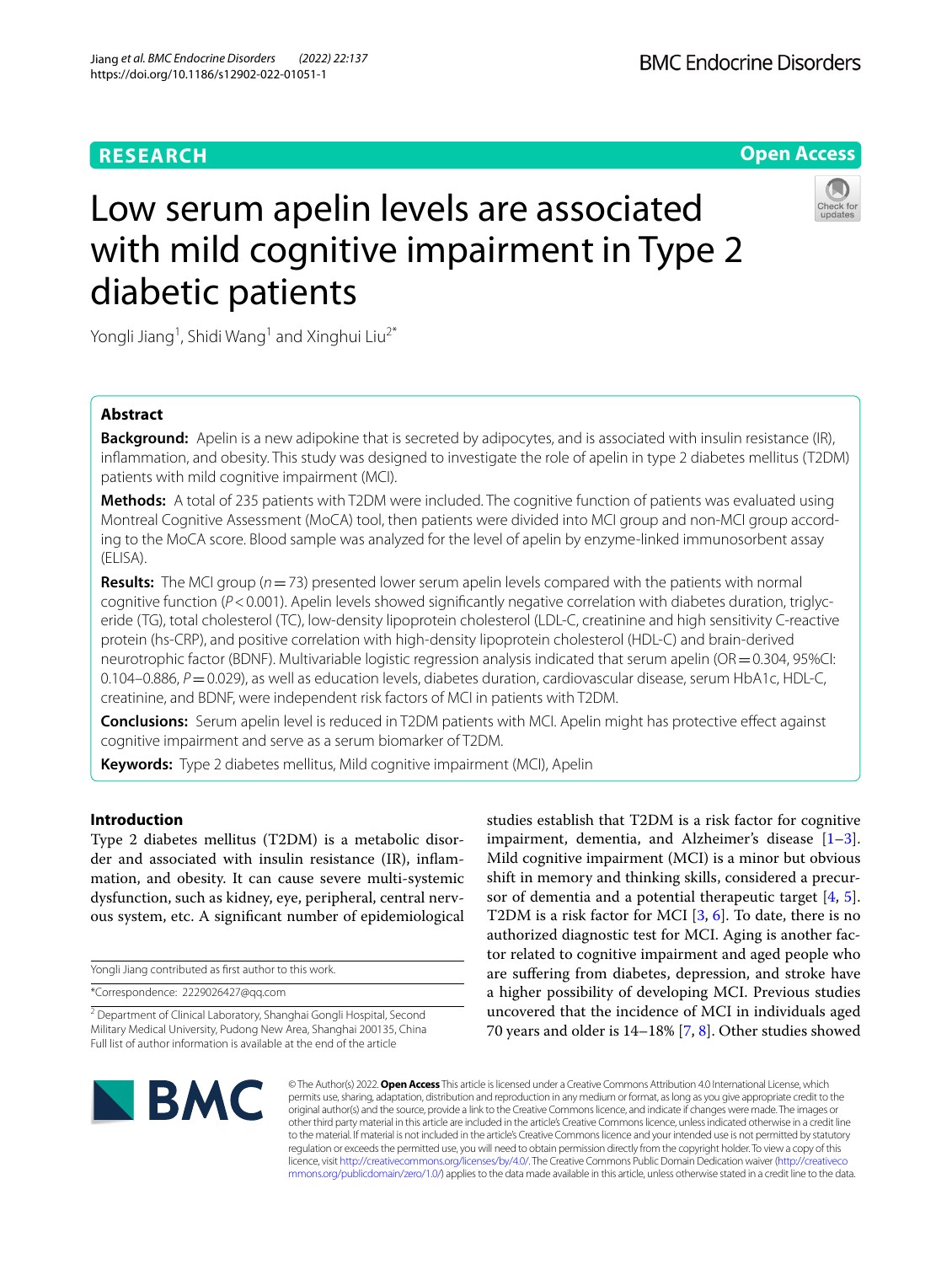RESEARCH

Open Access

# Low serum apelin levels are associated with mild cognitive impairment in Type 2 diabetic patients

Yongli Jiang[1], Shidi Wang[1] and Xinghui Liu[2*]

## Abstract

**Background:** Apelin is a new adipokine that is secreted by adipocytes, and is associated with insulin resistance (IR), inflammation, and obesity. This study was designed to investigate the role of apelin in type 2 diabetes mellitus (T2DM) patients with mild cognitive impairment (MCI).

**Methods:** A total of 235 patients with T2DM were included. The cognitive function of patients was evaluated using Montreal Cognitive Assessment (MoCA) tool, then patients were divided into MCI group and non-MCI group according to the MoCA score. Blood sample was analyzed for the level of apelin by enzyme-linked immunosorbent assay (ELISA).

**Results:** The MCI group ($n = 73$) presented lower serum apelin levels compared with the patients with normal cognitive function ($P < 0.001$). Apelin levels showed significantly negative correlation with diabetes duration, triglyceride (TG), total cholesterol (TC), low-density lipoprotein cholesterol (LDL-C, creatinine and high sensitivity C-reactive protein (hs-CRP), and positive correlation with high-density lipoprotein cholesterol (HDL-C) and brain-derived neurotrophic factor (BDNF). Multivariable logistic regression analysis indicated that serum apelin (OR = 0.304, 95%CI: 0.104–0.886, $P = 0.029$), as well as education levels, diabetes duration, cardiovascular disease, serum HbA1c, HDL-C, creatinine, and BDNF, were independent risk factors of MCI in patients with T2DM.

**Conclusions:** Serum apelin level is reduced in T2DM patients with MCI. Apelin might has protective effect against cognitive impairment and serve as a serum biomarker of T2DM.

**Keywords:** Type 2 diabetes mellitus, Mild cognitive impairment (MCI), Apelin

## Introduction

Type 2 diabetes mellitus (T2DM) is a metabolic disorder and associated with insulin resistance (IR), inflammation, and obesity. It can cause severe multi-systemic dysfunction, such as kidney, eye, peripheral, central nervous system, etc. A significant number of epidemiological studies establish that T2DM is a risk factor for cognitive impairment, dementia, and Alzheimer's disease [1–3]. Mild cognitive impairment (MCI) is a minor but obvious shift in memory and thinking skills, considered a precursor of dementia and a potential therapeutic target [4, 5]. T2DM is a risk factor for MCI [3, 6]. To date, there is no authorized diagnostic test for MCI. Aging is another factor related to cognitive impairment and aged people who are suffering from diabetes, depression, and stroke have a higher possibility of developing MCI. Previous studies uncovered that the incidence of MCI in individuals aged 70 years and older is 14–18% [7, 8]. Other studies showed

Yongli Jiang contributed as first author to this work.

*Correspondence: 2229026427@qq.com

[2] Department of Clinical Laboratory, Shanghai Gongli Hospital, Second Military Medical University, Pudong New Area, Shanghai 200135, China
Full list of author information is available at the end of the article

© The Author(s) 2022. **Open Access** This article is licensed under a Creative Commons Attribution 4.0 International License, which permits use, sharing, adaptation, distribution and reproduction in any medium or format, as long as you give appropriate credit to the original author(s) and the source, provide a link to the Creative Commons licence, and indicate if changes were made. The images or other third party material in this article are included in the article's Creative Commons licence, unless indicated otherwise in a credit line to the material. If material is not included in the article's Creative Commons licence and your intended use is not permitted by statutory regulation or exceeds the permitted use, you will need to obtain permission directly from the copyright holder. To view a copy of this licence, visit http://creativecommons.org/licenses/by/4.0/. The Creative Commons Public Domain Dedication waiver (http://creativecommons.org/publicdomain/zero/1.0/) applies to the data made available in this article, unless otherwise stated in a credit line to the data.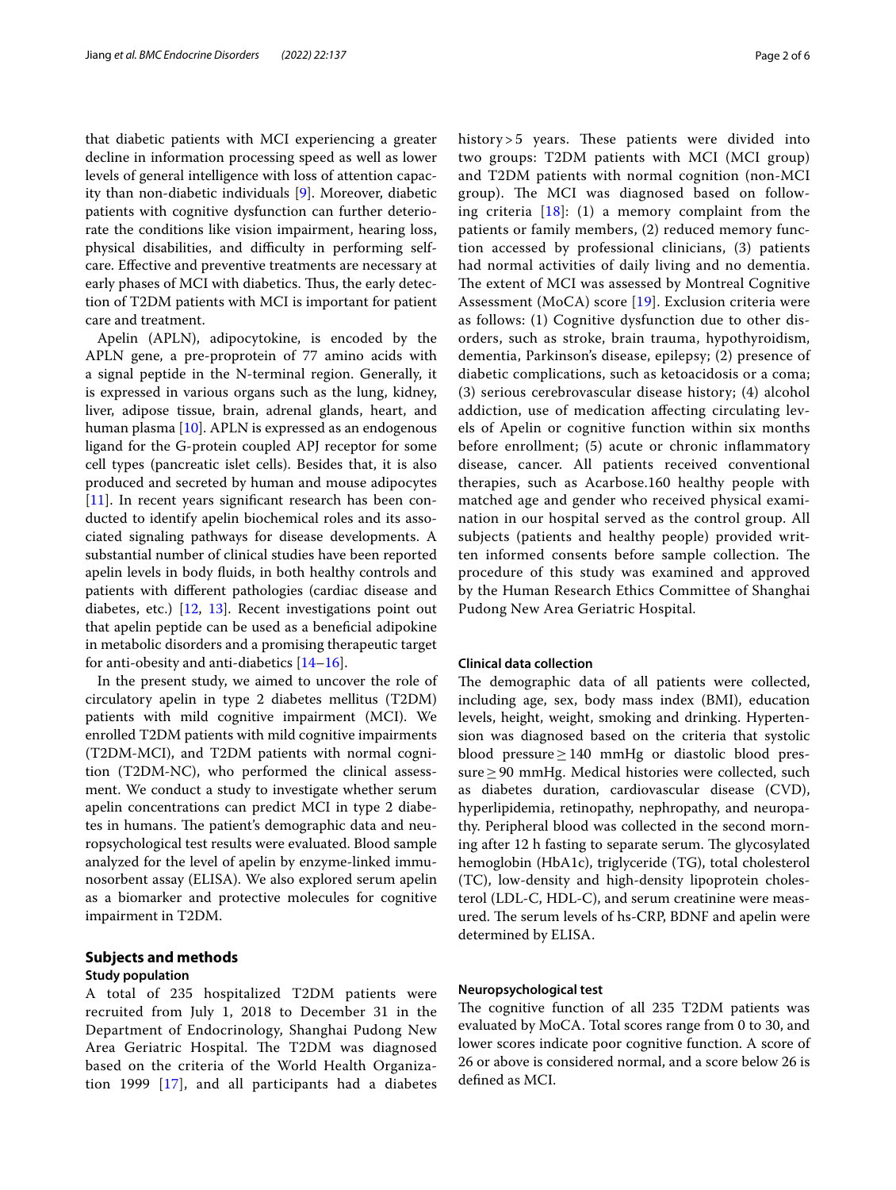that diabetic patients with MCI experiencing a greater decline in information processing speed as well as lower levels of general intelligence with loss of attention capacity than non-diabetic individuals [9]. Moreover, diabetic patients with cognitive dysfunction can further deteriorate the conditions like vision impairment, hearing loss, physical disabilities, and difficulty in performing self-care. Effective and preventive treatments are necessary at early phases of MCI with diabetics. Thus, the early detection of T2DM patients with MCI is important for patient care and treatment.

Apelin (APLN), adipocytokine, is encoded by the APLN gene, a pre-proprotein of 77 amino acids with a signal peptide in the N-terminal region. Generally, it is expressed in various organs such as the lung, kidney, liver, adipose tissue, brain, adrenal glands, heart, and human plasma [10]. APLN is expressed as an endogenous ligand for the G-protein coupled APJ receptor for some cell types (pancreatic islet cells). Besides that, it is also produced and secreted by human and mouse adipocytes [11]. In recent years significant research has been conducted to identify apelin biochemical roles and its associated signaling pathways for disease developments. A substantial number of clinical studies have been reported apelin levels in body fluids, in both healthy controls and patients with different pathologies (cardiac disease and diabetes, etc.) [12, 13]. Recent investigations point out that apelin peptide can be used as a beneficial adipokine in metabolic disorders and a promising therapeutic target for anti-obesity and anti-diabetics [14–16].

In the present study, we aimed to uncover the role of circulatory apelin in type 2 diabetes mellitus (T2DM) patients with mild cognitive impairment (MCI). We enrolled T2DM patients with mild cognitive impairments (T2DM-MCI), and T2DM patients with normal cognition (T2DM-NC), who performed the clinical assessment. We conduct a study to investigate whether serum apelin concentrations can predict MCI in type 2 diabetes in humans. The patient's demographic data and neuropsychological test results were evaluated. Blood sample analyzed for the level of apelin by enzyme-linked immunosorbent assay (ELISA). We also explored serum apelin as a biomarker and protective molecules for cognitive impairment in T2DM.

## Subjects and methods

### Study population

A total of 235 hospitalized T2DM patients were recruited from July 1, 2018 to December 31 in the Department of Endocrinology, Shanghai Pudong New Area Geriatric Hospital. The T2DM was diagnosed based on the criteria of the World Health Organization 1999 [17], and all participants had a diabetes history > 5 years. These patients were divided into two groups: T2DM patients with MCI (MCI group) and T2DM patients with normal cognition (non-MCI group). The MCI was diagnosed based on following criteria [18]: (1) a memory complaint from the patients or family members, (2) reduced memory function accessed by professional clinicians, (3) patients had normal activities of daily living and no dementia. The extent of MCI was assessed by Montreal Cognitive Assessment (MoCA) score [19]. Exclusion criteria were as follows: (1) Cognitive dysfunction due to other disorders, such as stroke, brain trauma, hypothyroidism, dementia, Parkinson's disease, epilepsy; (2) presence of diabetic complications, such as ketoacidosis or a coma; (3) serious cerebrovascular disease history; (4) alcohol addiction, use of medication affecting circulating levels of Apelin or cognitive function within six months before enrollment; (5) acute or chronic inflammatory disease, cancer. All patients received conventional therapies, such as Acarbose.160 healthy people with matched age and gender who received physical examination in our hospital served as the control group. All subjects (patients and healthy people) provided written informed consents before sample collection. The procedure of this study was examined and approved by the Human Research Ethics Committee of Shanghai Pudong New Area Geriatric Hospital.

### Clinical data collection

The demographic data of all patients were collected, including age, sex, body mass index (BMI), education levels, height, weight, smoking and drinking. Hypertension was diagnosed based on the criteria that systolic blood pressure ≥ 140 mmHg or diastolic blood pressure ≥ 90 mmHg. Medical histories were collected, such as diabetes duration, cardiovascular disease (CVD), hyperlipidemia, retinopathy, nephropathy, and neuropathy. Peripheral blood was collected in the second morning after 12 h fasting to separate serum. The glycosylated hemoglobin (HbA1c), triglyceride (TG), total cholesterol (TC), low-density and high-density lipoprotein cholesterol (LDL-C, HDL-C), and serum creatinine were measured. The serum levels of hs-CRP, BDNF and apelin were determined by ELISA.

### Neuropsychological test

The cognitive function of all 235 T2DM patients was evaluated by MoCA. Total scores range from 0 to 30, and lower scores indicate poor cognitive function. A score of 26 or above is considered normal, and a score below 26 is defined as MCI.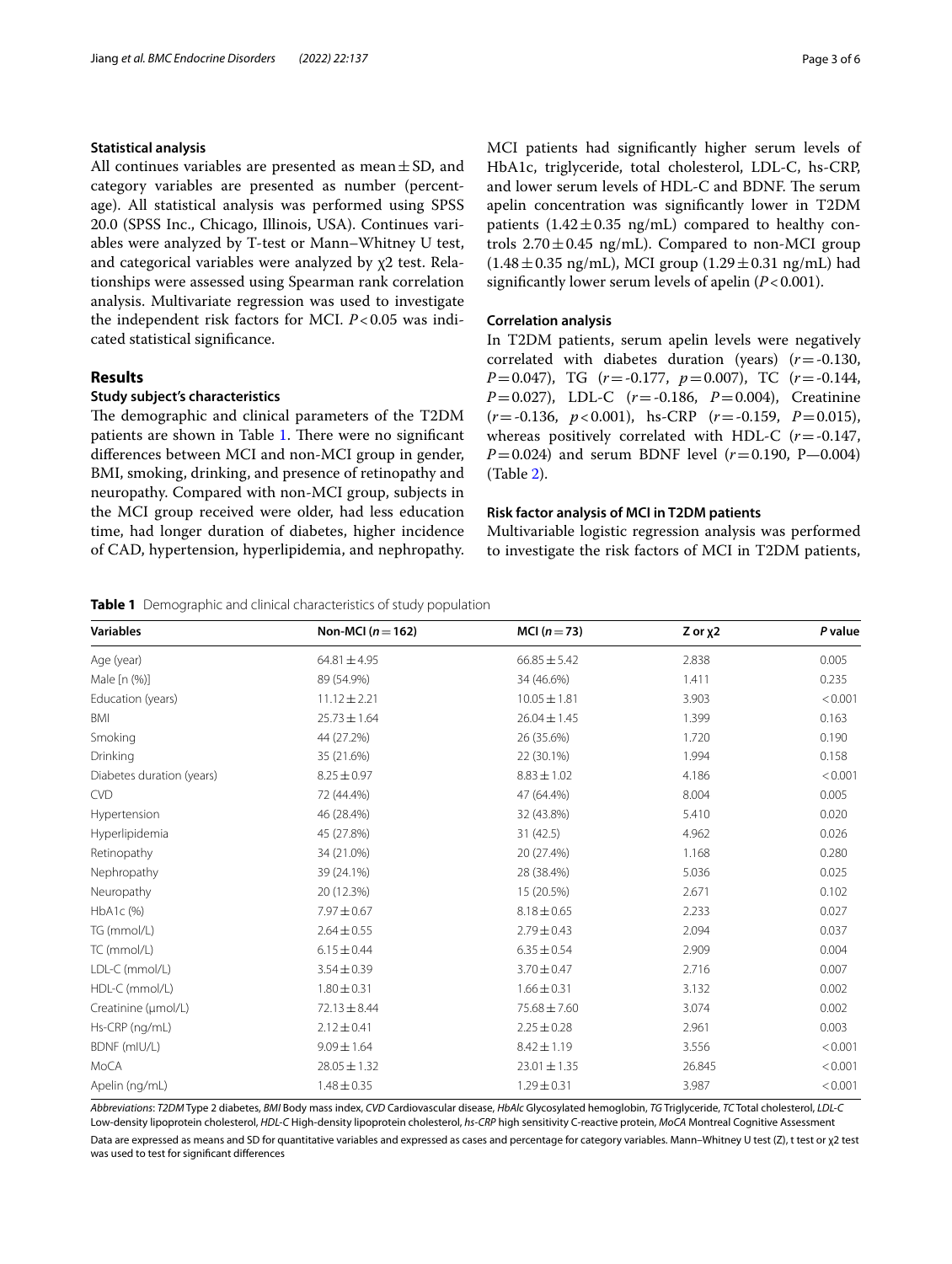### Statistical analysis

All continues variables are presented as mean ± SD, and category variables are presented as number (percentage). All statistical analysis was performed using SPSS 20.0 (SPSS Inc., Chicago, Illinois, USA). Continues variables were analyzed by T-test or Mann–Whitney U test, and categorical variables were analyzed by $\chi 2$ test. Relationships were assessed using Spearman rank correlation analysis. Multivariate regression was used to investigate the independent risk factors for MCI. $P < 0.05$ was indicated statistical significance.

## Results

### Study subject's characteristics

The demographic and clinical parameters of the T2DM patients are shown in Table 1. There were no significant differences between MCI and non-MCI group in gender, BMI, smoking, drinking, and presence of retinopathy and neuropathy. Compared with non-MCI group, subjects in the MCI group received were older, had less education time, had longer duration of diabetes, higher incidence of CAD, hypertension, hyperlipidemia, and nephropathy. MCI patients had significantly higher serum levels of HbA1c, triglyceride, total cholesterol, LDL-C, hs-CRP, and lower serum levels of HDL-C and BDNF. The serum apelin concentration was significantly lower in T2DM patients (1.42 ± 0.35 ng/mL) compared to healthy controls 2.70 ± 0.45 ng/mL). Compared to non-MCI group (1.48 ± 0.35 ng/mL), MCI group (1.29 ± 0.31 ng/mL) had significantly lower serum levels of apelin ($P < 0.001$).

### Correlation analysis

In T2DM patients, serum apelin levels were negatively correlated with diabetes duration (years) ($r = -0.130$, $P = 0.047$), TG ($r = -0.177$, $p = 0.007$), TC ($r = -0.144$, $P = 0.027$), LDL-C ($r = -0.186$, $P = 0.004$), Creatinine ($r = -0.136$, $p < 0.001$), hs-CRP ($r = -0.159$, $P = 0.015$), whereas positively correlated with HDL-C ($r = -0.147$, $P = 0.024$) and serum BDNF level ($r = 0.190$, P—0.004) (Table 2).

### Risk factor analysis of MCI in T2DM patients

Multivariable logistic regression analysis was performed to investigate the risk factors of MCI in T2DM patients,

**Table 1** Demographic and clinical characteristics of study population

| Variables | Non-MCI ($n = 162$) | MCI ($n = 73$) | Z or $\chi 2$ | *P* value |
|---|---|---|---|---|
| Age (year) | 64.81 ± 4.95 | 66.85 ± 5.42 | 2.838 | 0.005 |
| Male [n (%)] | 89 (54.9%) | 34 (46.6%) | 1.411 | 0.235 |
| Education (years) | 11.12 ± 2.21 | 10.05 ± 1.81 | 3.903 | < 0.001 |
| BMI | 25.73 ± 1.64 | 26.04 ± 1.45 | 1.399 | 0.163 |
| Smoking | 44 (27.2%) | 26 (35.6%) | 1.720 | 0.190 |
| Drinking | 35 (21.6%) | 22 (30.1%) | 1.994 | 0.158 |
| Diabetes duration (years) | 8.25 ± 0.97 | 8.83 ± 1.02 | 4.186 | < 0.001 |
| CVD | 72 (44.4%) | 47 (64.4%) | 8.004 | 0.005 |
| Hypertension | 46 (28.4%) | 32 (43.8%) | 5.410 | 0.020 |
| Hyperlipidemia | 45 (27.8%) | 31 (42.5) | 4.962 | 0.026 |
| Retinopathy | 34 (21.0%) | 20 (27.4%) | 1.168 | 0.280 |
| Nephropathy | 39 (24.1%) | 28 (38.4%) | 5.036 | 0.025 |
| Neuropathy | 20 (12.3%) | 15 (20.5%) | 2.671 | 0.102 |
| HbA1c (%) | 7.97 ± 0.67 | 8.18 ± 0.65 | 2.233 | 0.027 |
| TG (mmol/L) | 2.64 ± 0.55 | 2.79 ± 0.43 | 2.094 | 0.037 |
| TC (mmol/L) | 6.15 ± 0.44 | 6.35 ± 0.54 | 2.909 | 0.004 |
| LDL-C (mmol/L) | 3.54 ± 0.39 | 3.70 ± 0.47 | 2.716 | 0.007 |
| HDL-C (mmol/L) | 1.80 ± 0.31 | 1.66 ± 0.31 | 3.132 | 0.002 |
| Creatinine (μmol/L) | 72.13 ± 8.44 | 75.68 ± 7.60 | 3.074 | 0.002 |
| Hs-CRP (ng/mL) | 2.12 ± 0.41 | 2.25 ± 0.28 | 2.961 | 0.003 |
| BDNF (mIU/L) | 9.09 ± 1.64 | 8.42 ± 1.19 | 3.556 | < 0.001 |
| MoCA | 28.05 ± 1.32 | 23.01 ± 1.35 | 26.845 | < 0.001 |
| Apelin (ng/mL) | 1.48 ± 0.35 | 1.29 ± 0.31 | 3.987 | < 0.001 |

*Abbreviations*: *T2DM* Type 2 diabetes, *BMI* Body mass index, *CVD* Cardiovascular disease, *HbAlc* Glycosylated hemoglobin, *TG* Triglyceride, *TC* Total cholesterol, *LDL-C* Low-density lipoprotein cholesterol, *HDL-C* High-density lipoprotein cholesterol, *hs-CRP* high sensitivity C-reactive protein, *MoCA* Montreal Cognitive Assessment

Data are expressed as means and SD for quantitative variables and expressed as cases and percentage for category variables. Mann–Whitney U test (Z), t test or $\chi 2$ test was used to test for significant differences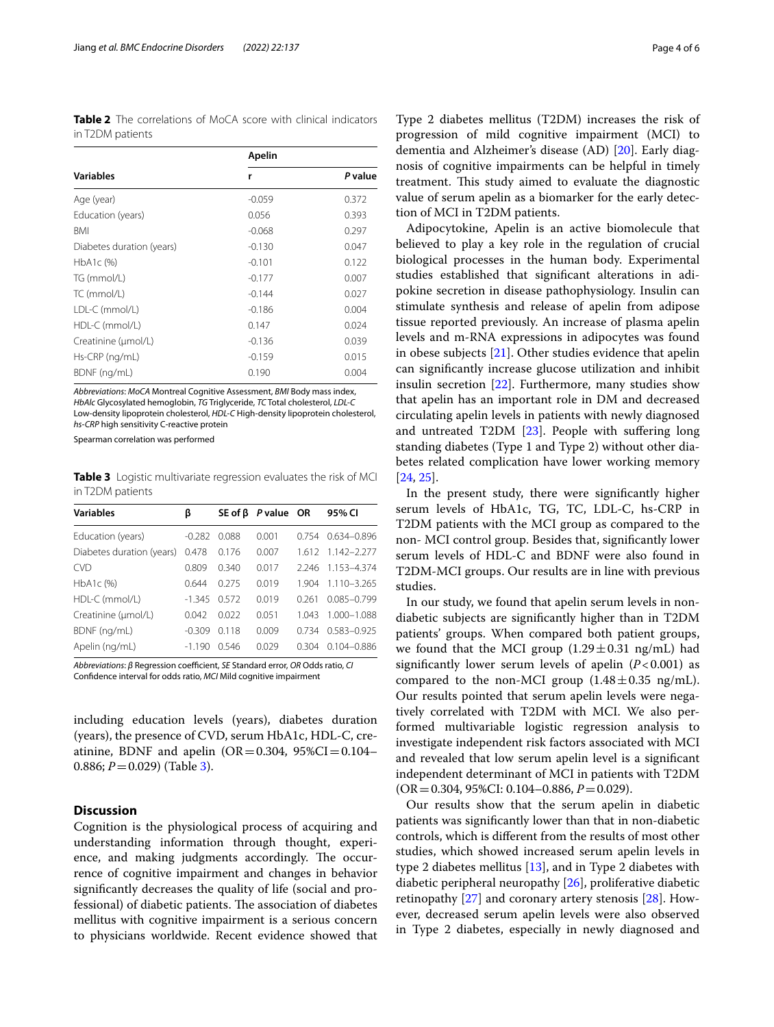**Table 2** The correlations of MoCA score with clinical indicators in T2DM patients

| Variables | Apelin | |
|---|---|---|
| | r | *P* value |
| Age (year) | -0.059 | 0.372 |
| Education (years) | 0.056 | 0.393 |
| BMI | -0.068 | 0.297 |
| Diabetes duration (years) | -0.130 | 0.047 |
| HbA1c (%) | -0.101 | 0.122 |
| TG (mmol/L) | -0.177 | 0.007 |
| TC (mmol/L) | -0.144 | 0.027 |
| LDL-C (mmol/L) | -0.186 | 0.004 |
| HDL-C (mmol/L) | 0.147 | 0.024 |
| Creatinine (μmol/L) | -0.136 | 0.039 |
| Hs-CRP (ng/mL) | -0.159 | 0.015 |
| BDNF (ng/mL) | 0.190 | 0.004 |

*Abbreviations*: *MoCA* Montreal Cognitive Assessment, *BMI* Body mass index, *HbAlc* Glycosylated hemoglobin, *TG* Triglyceride, *TC* Total cholesterol, *LDL-C* Low-density lipoprotein cholesterol, *HDL-C* High-density lipoprotein cholesterol, *hs-CRP* high sensitivity C-reactive protein

Spearman correlation was performed

**Table 3** Logistic multivariate regression evaluates the risk of MCI in T2DM patients

| Variables | β | SE of β | *P* value | OR | 95% CI |
|---|---|---|---|---|---|
| Education (years) | -0.282 | 0.088 | 0.001 | 0.754 | 0.634–0.896 |
| Diabetes duration (years) | 0.478 | 0.176 | 0.007 | 1.612 | 1.142–2.277 |
| CVD | 0.809 | 0.340 | 0.017 | 2.246 | 1.153–4.374 |
| HbA1c (%) | 0.644 | 0.275 | 0.019 | 1.904 | 1.110–3.265 |
| HDL-C (mmol/L) | -1.345 | 0.572 | 0.019 | 0.261 | 0.085–0.799 |
| Creatinine (μmol/L) | 0.042 | 0.022 | 0.051 | 1.043 | 1.000–1.088 |
| BDNF (ng/mL) | -0.309 | 0.118 | 0.009 | 0.734 | 0.583–0.925 |
| Apelin (ng/mL) | -1.190 | 0.546 | 0.029 | 0.304 | 0.104–0.886 |

*Abbreviations*: *β* Regression coefficient, *SE* Standard error, *OR* Odds ratio, *CI* Confidence interval for odds ratio, *MCI* Mild cognitive impairment

including education levels (years), diabetes duration (years), the presence of CVD, serum HbA1c, HDL-C, creatinine, BDNF and apelin (OR = 0.304, 95%CI = 0.104–0.886; $P = 0.029$) (Table 3).

## Discussion

Cognition is the physiological process of acquiring and understanding information through thought, experience, and making judgments accordingly. The occurrence of cognitive impairment and changes in behavior significantly decreases the quality of life (social and professional) of diabetic patients. The association of diabetes mellitus with cognitive impairment is a serious concern to physicians worldwide. Recent evidence showed that Type 2 diabetes mellitus (T2DM) increases the risk of progression of mild cognitive impairment (MCI) to dementia and Alzheimer's disease (AD) [20]. Early diagnosis of cognitive impairments can be helpful in timely treatment. This study aimed to evaluate the diagnostic value of serum apelin as a biomarker for the early detection of MCI in T2DM patients.

Adipocytokine, Apelin is an active biomolecule that believed to play a key role in the regulation of crucial biological processes in the human body. Experimental studies established that significant alterations in adipokine secretion in disease pathophysiology. Insulin can stimulate synthesis and release of apelin from adipose tissue reported previously. An increase of plasma apelin levels and m-RNA expressions in adipocytes was found in obese subjects [21]. Other studies evidence that apelin can significantly increase glucose utilization and inhibit insulin secretion [22]. Furthermore, many studies show that apelin has an important role in DM and decreased circulating apelin levels in patients with newly diagnosed and untreated T2DM [23]. People with suffering long standing diabetes (Type 1 and Type 2) without other diabetes related complication have lower working memory [24, 25].

In the present study, there were significantly higher serum levels of HbA1c, TG, TC, LDL-C, hs-CRP in T2DM patients with the MCI group as compared to the non- MCI control group. Besides that, significantly lower serum levels of HDL-C and BDNF were also found in T2DM-MCI groups. Our results are in line with previous studies.

In our study, we found that apelin serum levels in non-diabetic subjects are significantly higher than in T2DM patients' groups. When compared both patient groups, we found that the MCI group (1.29 ± 0.31 ng/mL) had significantly lower serum levels of apelin ($P < 0.001$) as compared to the non-MCI group (1.48 ± 0.35 ng/mL). Our results pointed that serum apelin levels were negatively correlated with T2DM with MCI. We also performed multivariable logistic regression analysis to investigate independent risk factors associated with MCI and revealed that low serum apelin level is a significant independent determinant of MCI in patients with T2DM (OR = 0.304, 95%CI: 0.104–0.886, $P = 0.029$).

Our results show that the serum apelin in diabetic patients was significantly lower than that in non-diabetic controls, which is different from the results of most other studies, which showed increased serum apelin levels in type 2 diabetes mellitus [13], and in Type 2 diabetes with diabetic peripheral neuropathy [26], proliferative diabetic retinopathy [27] and coronary artery stenosis [28]. However, decreased serum apelin levels were also observed in Type 2 diabetes, especially in newly diagnosed and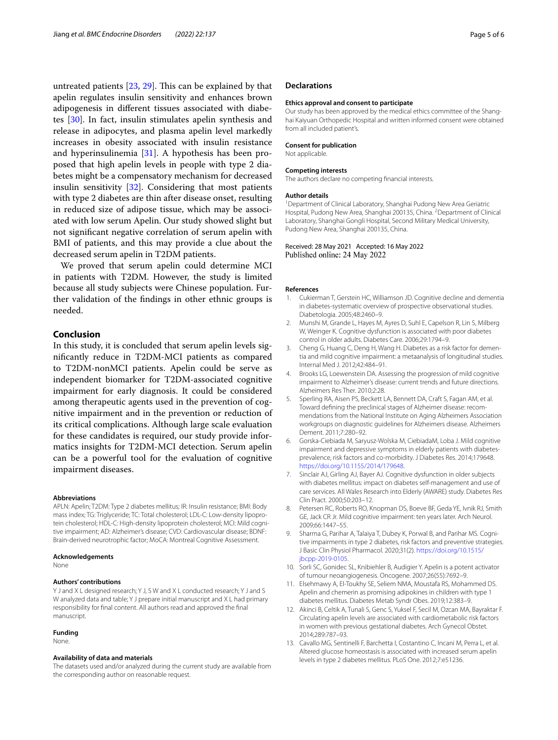untreated patients [23, 29]. This can be explained by that apelin regulates insulin sensitivity and enhances brown adipogenesis in different tissues associated with diabetes [30]. In fact, insulin stimulates apelin synthesis and release in adipocytes, and plasma apelin level markedly increases in obesity associated with insulin resistance and hyperinsulinemia [31]. A hypothesis has been proposed that high apelin levels in people with type 2 diabetes might be a compensatory mechanism for decreased insulin sensitivity [32]. Considering that most patients with type 2 diabetes are thin after disease onset, resulting in reduced size of adipose tissue, which may be associated with low serum Apelin. Our study showed slight but not significant negative correlation of serum apelin with BMI of patients, and this may provide a clue about the decreased serum apelin in T2DM patients.

We proved that serum apelin could determine MCI in patients with T2DM. However, the study is limited because all study subjects were Chinese population. Further validation of the findings in other ethnic groups is needed.

## Conclusion

In this study, it is concluded that serum apelin levels significantly reduce in T2DM-MCI patients as compared to T2DM-nonMCI patients. Apelin could be serve as independent biomarker for T2DM-associated cognitive impairment for early diagnosis. It could be considered among therapeutic agents used in the prevention of cognitive impairment and in the prevention or reduction of its critical complications. Although large scale evaluation for these candidates is required, our study provide informatics insights for T2DM-MCI detection. Serum apelin can be a powerful tool for the evaluation of cognitive impairment diseases.

#### Abbreviations

APLN: Apelin; T2DM: Type 2 diabetes mellitus; IR: Insulin resistance; BMI: Body mass index; TG: Triglyceride; TC: Total cholesterol; LDL-C: Low-density lipoprotein cholesterol; HDL-C: High-density lipoprotein cholesterol; MCI: Mild cognitive impairment; AD: Alzheimer's disease; CVD: Cardiovascular disease; BDNF: Brain-derived neurotrophic factor; MoCA: Montreal Cognitive Assessment.

#### Acknowledgements

None

#### Authors' contributions

Y J and X L designed research; Y J, S W and X L conducted research; Y J and S W analyzed data and table; Y J prepare initial manuscript and X L had primary responsibility for final content. All authors read and approved the final manuscript.

#### Funding

None.

#### Availability of data and materials

The datasets used and/or analyzed during the current study are available from the corresponding author on reasonable request.

## Declarations

#### Ethics approval and consent to participate

Our study has been approved by the medical ethics committee of the Shanghai Kaiyuan Orthopedic Hospital and written informed consent were obtained from all included patient's.

#### Consent for publication

Not applicable.

#### Competing interests

The authors declare no competing financial interests.

#### Author details

[1]Department of Clinical Laboratory, Shanghai Pudong New Area Geriatric Hospital, Pudong New Area, Shanghai 200135, China. [2]Department of Clinical Laboratory, Shanghai Gongli Hospital, Second Military Medical University, Pudong New Area, Shanghai 200135, China.

Received: 28 May 2021 Accepted: 16 May 2022
Published online: 24 May 2022

## References

1. Cukierman T, Gerstein HC, Williamson JD. Cognitive decline and dementia in diabetes-systematic overview of prospective observational studies. Diabetologia. 2005;48:2460–9.
2. Munshi M, Grande L, Hayes M, Ayres D, Suhl E, Capelson R, Lin S, Milberg W, Weinger K. Cognitive dysfunction is associated with poor diabetes control in older adults. Diabetes Care. 2006;29:1794–9.
3. Cheng G, Huang C, Deng H, Wang H. Diabetes as a risk factor for dementia and mild cognitive impairment: a metaanalysis of longitudinal studies. Internal Med J. 2012;42:484–91.
4. Brooks LG, Loewenstein DA. Assessing the progression of mild cognitive impairment to Alzheimer's disease: current trends and future directions. Alzheimers Res Ther. 2010;2:28.
5. Sperling RA, Aisen PS, Beckett LA, Bennett DA, Craft S, Fagan AM, et al. Toward defining the preclinical stages of Alzheimer disease: recommendations from the National Institute on Aging Alzheimers Association workgroups on diagnostic guidelines for Alzheimers disease. Alzheimers Dement. 2011;7:280–92.
6. Gorska-Ciebiada M, Saryusz-Wolska M, CiebiadaM, Loba J. Mild cognitive impairment and depressive symptoms in elderly patients with diabetes-prevalence, risk factors and co-morbidity. J Diabetes Res. 2014;179648. https://doi.org/10.1155/2014/179648.
7. Sinclair AJ, Girling AJ, Bayer AJ. Cognitive dysfunction in older subjects with diabetes mellitus: impact on diabetes self-management and use of care services. All Wales Research into Elderly (AWARE) study. Diabetes Res Clin Pract. 2000;50:203–12.
8. Petersen RC, Roberts RO, Knopman DS, Boeve BF, Geda YE, Ivnik RJ, Smith GE, Jack CR Jr. Mild cognitive impairment: ten years later. Arch Neurol. 2009;66:1447–55.
9. Sharma G, Parihar A, Talaiya T, Dubey K, Porwal B, and Parihar MS. Cognitive impairments in type 2 diabetes, risk factors and preventive strategies. J Basic Clin Physiol Pharmacol. 2020;31(2). https://doi.org/10.1515/jbcpp-2019-0105.
10. Sorli SC, Gonidec SL, Knibiehler B, Audigier Y. Apelin is a potent activator of tumour neoangiogenesis. Oncogene. 2007;26(55):7692–9.
11. Elsehmawy A, El-Toukhy SE, Seliem NMA, Moustafa RS, Mohammed DS. Apelin and chemerin as promising adipokines in children with type 1 diabetes mellitus. Diabetes Metab Syndr Obes. 2019;12:383–9.
12. Akinci B, Celtik A, Tunali S, Genc S, Yuksel F, Secil M, Ozcan MA, Bayraktar F. Circulating apelin levels are associated with cardiometabolic risk factors in women with previous gestational diabetes. Arch Gynecol Obstet. 2014;289:787–93.
13. Cavallo MG, Sentinelli F, Barchetta I, Costantino C, Incani M, Perra L, et al. Altered glucose homeostasis is associated with increased serum apelin levels in type 2 diabetes mellitus. PLoS One. 2012;7:e51236.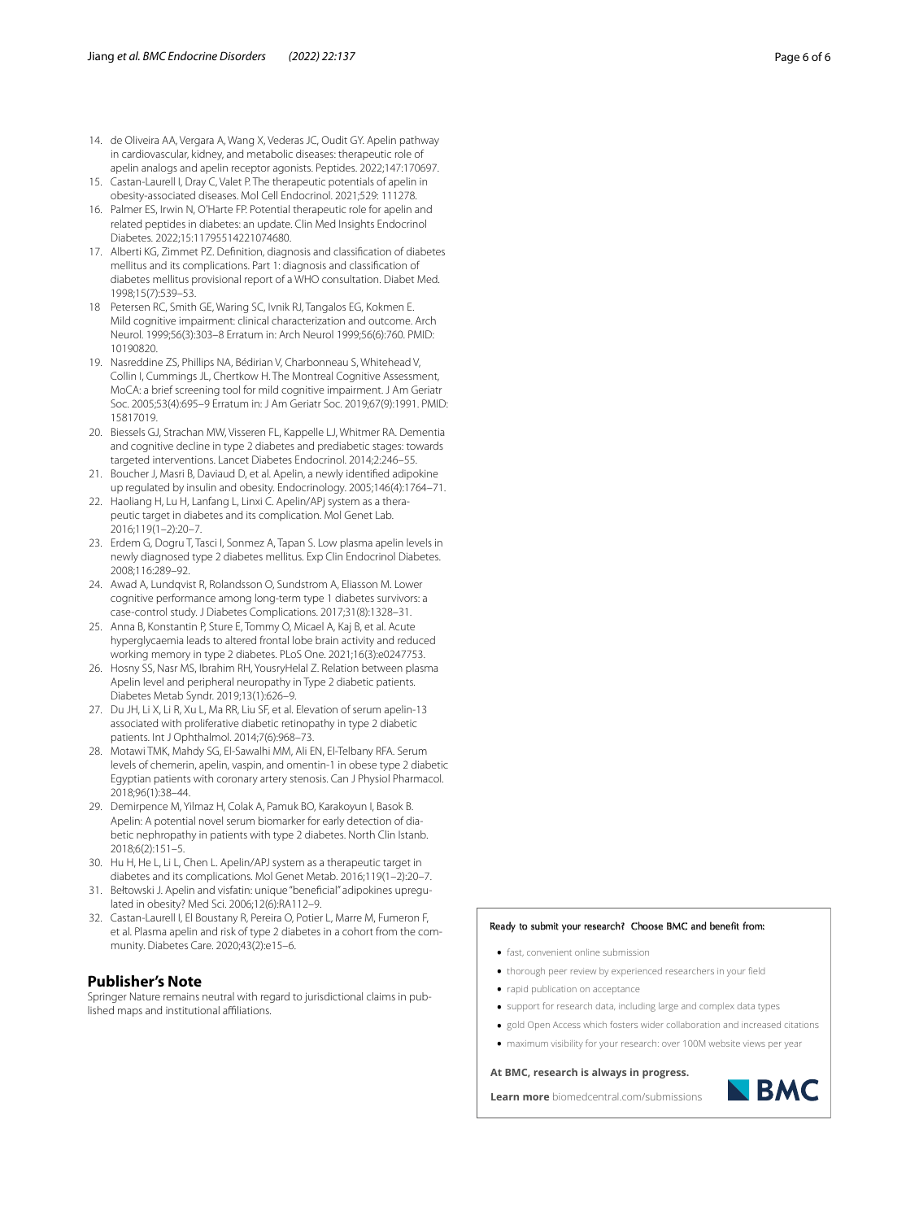14. de Oliveira AA, Vergara A, Wang X, Vederas JC, Oudit GY. Apelin pathway in cardiovascular, kidney, and metabolic diseases: therapeutic role of apelin analogs and apelin receptor agonists. Peptides. 2022;147:170697.
15. Castan-Laurell I, Dray C, Valet P. The therapeutic potentials of apelin in obesity-associated diseases. Mol Cell Endocrinol. 2021;529: 111278.
16. Palmer ES, Irwin N, O'Harte FP. Potential therapeutic role for apelin and related peptides in diabetes: an update. Clin Med Insights Endocrinol Diabetes. 2022;15:11795514221074680.
17. Alberti KG, Zimmet PZ. Definition, diagnosis and classification of diabetes mellitus and its complications. Part 1: diagnosis and classification of diabetes mellitus provisional report of a WHO consultation. Diabet Med. 1998;15(7):539–53.
18. Petersen RC, Smith GE, Waring SC, Ivnik RJ, Tangalos EG, Kokmen E. Mild cognitive impairment: clinical characterization and outcome. Arch Neurol. 1999;56(3):303–8 Erratum in: Arch Neurol 1999;56(6):760. PMID: 10190820.
19. Nasreddine ZS, Phillips NA, Bédirian V, Charbonneau S, Whitehead V, Collin I, Cummings JL, Chertkow H. The Montreal Cognitive Assessment, MoCA: a brief screening tool for mild cognitive impairment. J Am Geriatr Soc. 2005;53(4):695–9 Erratum in: J Am Geriatr Soc. 2019;67(9):1991. PMID: 15817019.
20. Biessels GJ, Strachan MW, Visseren FL, Kappelle LJ, Whitmer RA. Dementia and cognitive decline in type 2 diabetes and prediabetic stages: towards targeted interventions. Lancet Diabetes Endocrinol. 2014;2:246–55.
21. Boucher J, Masri B, Daviaud D, et al. Apelin, a newly identified adipokine up regulated by insulin and obesity. Endocrinology. 2005;146(4):1764–71.
22. Haoliang H, Lu H, Lanfang L, Linxi C. Apelin/APj system as a therapeutic target in diabetes and its complication. Mol Genet Lab. 2016;119(1–2):20–7.
23. Erdem G, Dogru T, Tasci I, Sonmez A, Tapan S. Low plasma apelin levels in newly diagnosed type 2 diabetes mellitus. Exp Clin Endocrinol Diabetes. 2008;116:289–92.
24. Awad A, Lundqvist R, Rolandsson O, Sundstrom A, Eliasson M. Lower cognitive performance among long-term type 1 diabetes survivors: a case-control study. J Diabetes Complications. 2017;31(8):1328–31.
25. Anna B, Konstantin P, Sture E, Tommy O, Micael A, Kaj B, et al. Acute hyperglycaemia leads to altered frontal lobe brain activity and reduced working memory in type 2 diabetes. PLoS One. 2021;16(3):e0247753.
26. Hosny SS, Nasr MS, Ibrahim RH, YousryHelal Z. Relation between plasma Apelin level and peripheral neuropathy in Type 2 diabetic patients. Diabetes Metab Syndr. 2019;13(1):626–9.
27. Du JH, Li X, Li R, Xu L, Ma RR, Liu SF, et al. Elevation of serum apelin-13 associated with proliferative diabetic retinopathy in type 2 diabetic patients. Int J Ophthalmol. 2014;7(6):968–73.
28. Motawi TMK, Mahdy SG, El-Sawalhi MM, Ali EN, El-Telbany RFA. Serum levels of chemerin, apelin, vaspin, and omentin-1 in obese type 2 diabetic Egyptian patients with coronary artery stenosis. Can J Physiol Pharmacol. 2018;96(1):38–44.
29. Demirpence M, Yilmaz H, Colak A, Pamuk BO, Karakoyun I, Basok B. Apelin: A potential novel serum biomarker for early detection of diabetic nephropathy in patients with type 2 diabetes. North Clin Istanb. 2018;6(2):151–5.
30. Hu H, He L, Li L, Chen L. Apelin/APJ system as a therapeutic target in diabetes and its complications. Mol Genet Metab. 2016;119(1–2):20–7.
31. Bełtowski J. Apelin and visfatin: unique "beneficial" adipokines upregulated in obesity? Med Sci. 2006;12(6):RA112–9.
32. Castan-Laurell I, El Boustany R, Pereira O, Potier L, Marre M, Fumeron F, et al. Plasma apelin and risk of type 2 diabetes in a cohort from the community. Diabetes Care. 2020;43(2):e15–6.

## Publisher's Note

Springer Nature remains neutral with regard to jurisdictional claims in published maps and institutional affiliations.

Ready to submit your research? Choose BMC and benefit from:

- fast, convenient online submission
- thorough peer review by experienced researchers in your field
- rapid publication on acceptance
- support for research data, including large and complex data types
- gold Open Access which fosters wider collaboration and increased citations
- maximum visibility for your research: over 100M website views per year

**At BMC, research is always in progress.**

**Learn more** biomedcentral.com/submissions

BMC